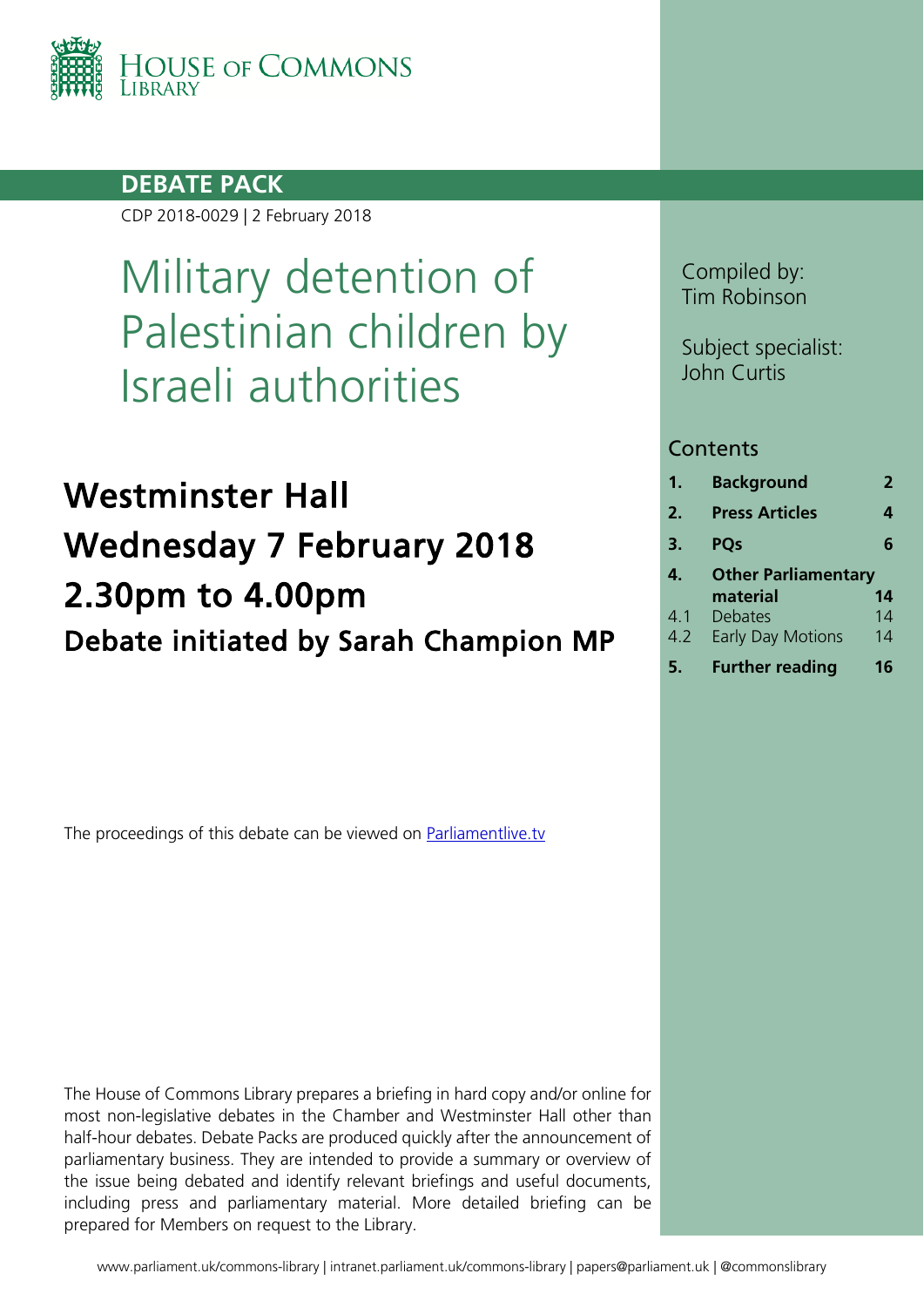House of Commons Library

**DEBATE PACK**

CDP 2018-0029 | 2 February 2018

# Military detention of Palestinian children by Israeli authorities

## Westminster Hall
## Wednesday 7 February 2018
## 2.30pm to 4.00pm
### Debate initiated by Sarah Champion MP

Compiled by:
Tim Robinson

Subject specialist:
John Curtis

## Contents

| | | |
|---|---|---|
| **1.** | **Background** | **2** |
| **2.** | **Press Articles** | **4** |
| **3.** | **PQs** | **6** |
| **4.** | **Other Parliamentary material** | **14** |
| 4.1 | Debates | 14 |
| 4.2 | Early Day Motions | 14 |
| **5.** | **Further reading** | **16** |

The proceedings of this debate can be viewed on [Parliamentlive.tv](Parliamentlive.tv)

The House of Commons Library prepares a briefing in hard copy and/or online for most non-legislative debates in the Chamber and Westminster Hall other than half-hour debates. Debate Packs are produced quickly after the announcement of parliamentary business. They are intended to provide a summary or overview of the issue being debated and identify relevant briefings and useful documents, including press and parliamentary material. More detailed briefing can be prepared for Members on request to the Library.

www.parliament.uk/commons-library | intranet.parliament.uk/commons-library | papers@parliament.uk | @commonslibrary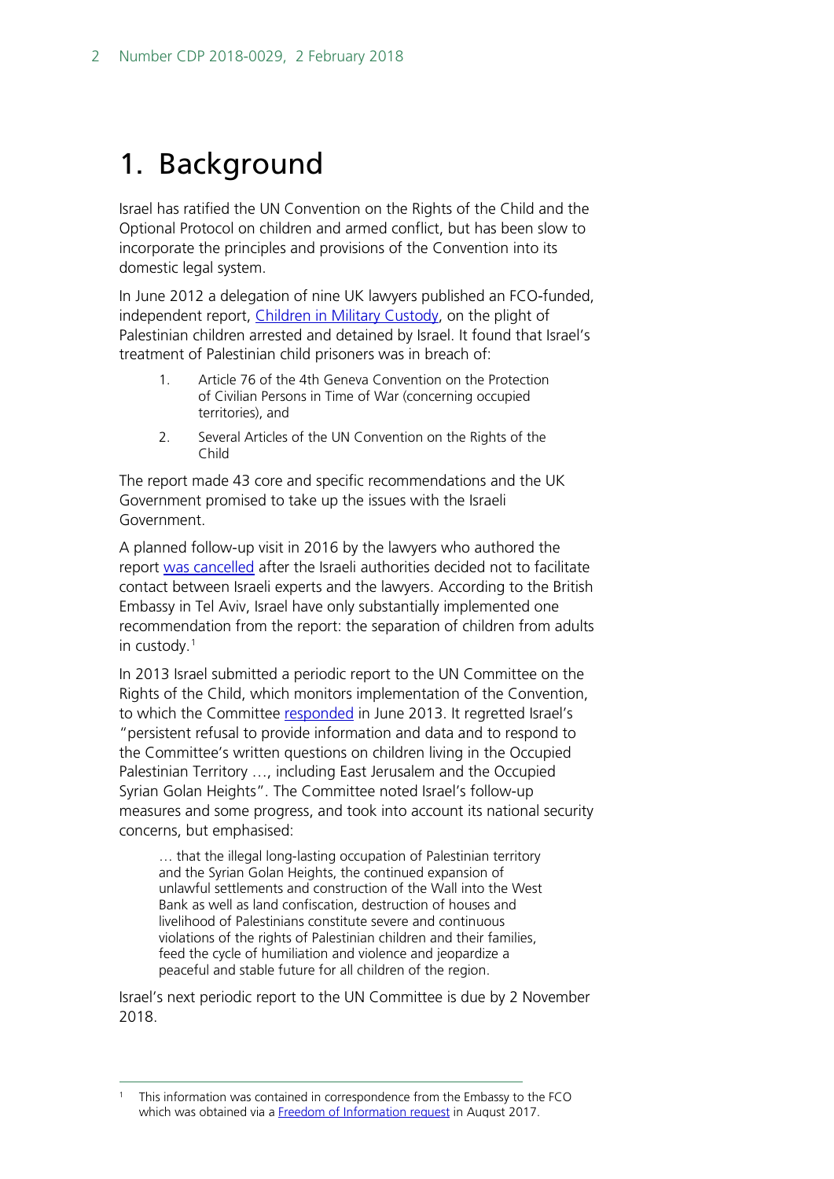# 1. Background

Israel has ratified the UN Convention on the Rights of the Child and the Optional Protocol on children and armed conflict, but has been slow to incorporate the principles and provisions of the Convention into its domestic legal system.

In June 2012 a delegation of nine UK lawyers published an FCO-funded, independent report, Children in Military Custody, on the plight of Palestinian children arrested and detained by Israel. It found that Israel's treatment of Palestinian child prisoners was in breach of:

1. Article 76 of the 4th Geneva Convention on the Protection of Civilian Persons in Time of War (concerning occupied territories), and
2. Several Articles of the UN Convention on the Rights of the Child

The report made 43 core and specific recommendations and the UK Government promised to take up the issues with the Israeli Government.

A planned follow-up visit in 2016 by the lawyers who authored the report was cancelled after the Israeli authorities decided not to facilitate contact between Israeli experts and the lawyers. According to the British Embassy in Tel Aviv, Israel have only substantially implemented one recommendation from the report: the separation of children from adults in custody.[1]

In 2013 Israel submitted a periodic report to the UN Committee on the Rights of the Child, which monitors implementation of the Convention, to which the Committee responded in June 2013. It regretted Israel's "persistent refusal to provide information and data and to respond to the Committee's written questions on children living in the Occupied Palestinian Territory …, including East Jerusalem and the Occupied Syrian Golan Heights". The Committee noted Israel's follow-up measures and some progress, and took into account its national security concerns, but emphasised:

> … that the illegal long-lasting occupation of Palestinian territory and the Syrian Golan Heights, the continued expansion of unlawful settlements and construction of the Wall into the West Bank as well as land confiscation, destruction of houses and livelihood of Palestinians constitute severe and continuous violations of the rights of Palestinian children and their families, feed the cycle of humiliation and violence and jeopardize a peaceful and stable future for all children of the region.

Israel's next periodic report to the UN Committee is due by 2 November 2018.

---

[1] This information was contained in correspondence from the Embassy to the FCO which was obtained via a Freedom of Information request in August 2017.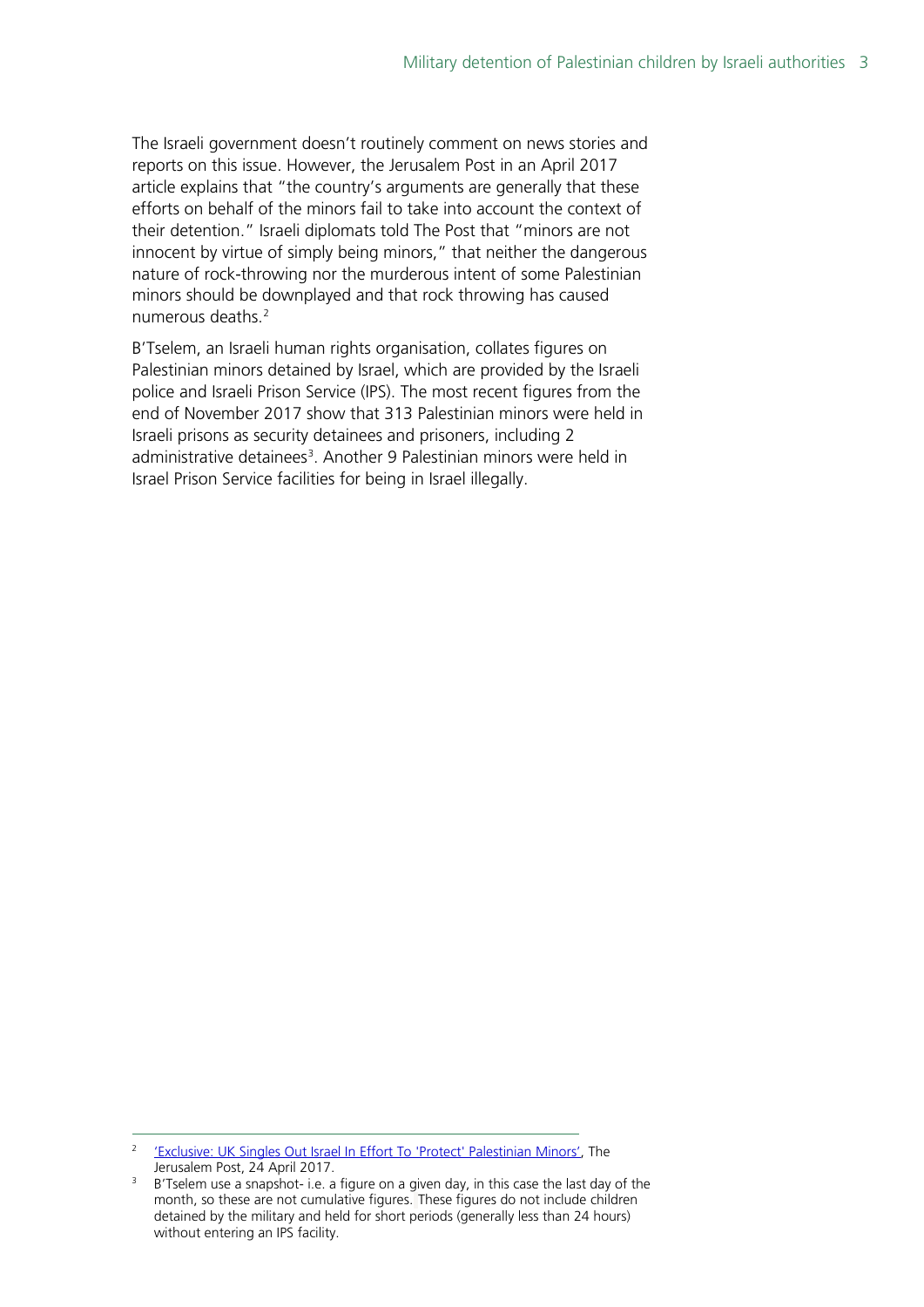The Israeli government doesn't routinely comment on news stories and reports on this issue. However, the Jerusalem Post in an April 2017 article explains that "the country's arguments are generally that these efforts on behalf of the minors fail to take into account the context of their detention." Israeli diplomats told The Post that "minors are not innocent by virtue of simply being minors," that neither the dangerous nature of rock-throwing nor the murderous intent of some Palestinian minors should be downplayed and that rock throwing has caused numerous deaths.[2]

B'Tselem, an Israeli human rights organisation, collates figures on Palestinian minors detained by Israel, which are provided by the Israeli police and Israeli Prison Service (IPS). The most recent figures from the end of November 2017 show that 313 Palestinian minors were held in Israeli prisons as security detainees and prisoners, including 2 administrative detainees[3]. Another 9 Palestinian minors were held in Israel Prison Service facilities for being in Israel illegally.

---

[2] 'Exclusive: UK Singles Out Israel In Effort To 'Protect' Palestinian Minors', The Jerusalem Post, 24 April 2017.

[3] B'Tselem use a snapshot- i.e. a figure on a given day, in this case the last day of the month, so these are not cumulative figures. These figures do not include children detained by the military and held for short periods (generally less than 24 hours) without entering an IPS facility.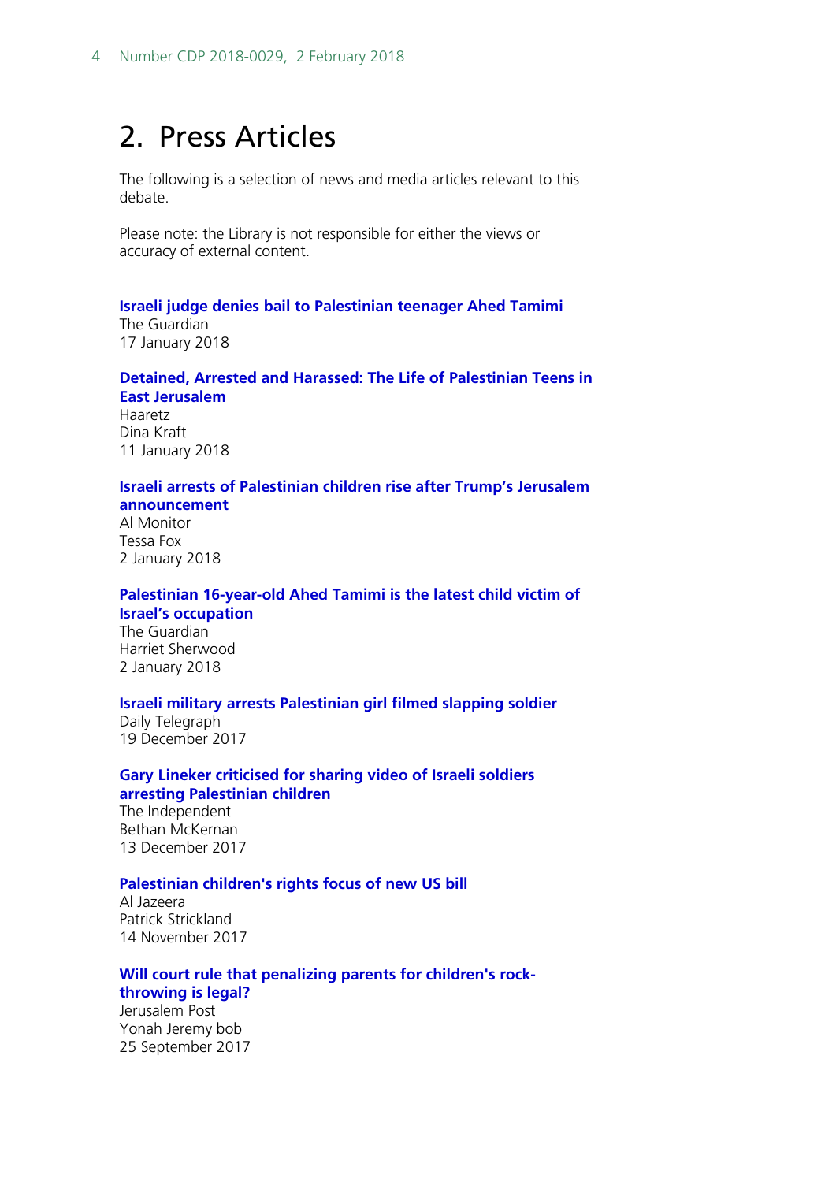# 2. Press Articles

The following is a selection of news and media articles relevant to this debate.

Please note: the Library is not responsible for either the views or accuracy of external content.

**Israeli judge denies bail to Palestinian teenager Ahed Tamimi**
The Guardian
17 January 2018

**Detained, Arrested and Harassed: The Life of Palestinian Teens in East Jerusalem**
Haaretz
Dina Kraft
11 January 2018

**Israeli arrests of Palestinian children rise after Trump's Jerusalem announcement**
Al Monitor
Tessa Fox
2 January 2018

**Palestinian 16-year-old Ahed Tamimi is the latest child victim of Israel's occupation**
The Guardian
Harriet Sherwood
2 January 2018

**Israeli military arrests Palestinian girl filmed slapping soldier**
Daily Telegraph
19 December 2017

**Gary Lineker criticised for sharing video of Israeli soldiers arresting Palestinian children**
The Independent
Bethan McKernan
13 December 2017

**Palestinian children's rights focus of new US bill**
Al Jazeera
Patrick Strickland
14 November 2017

**Will court rule that penalizing parents for children's rock-throwing is legal?**
Jerusalem Post
Yonah Jeremy bob
25 September 2017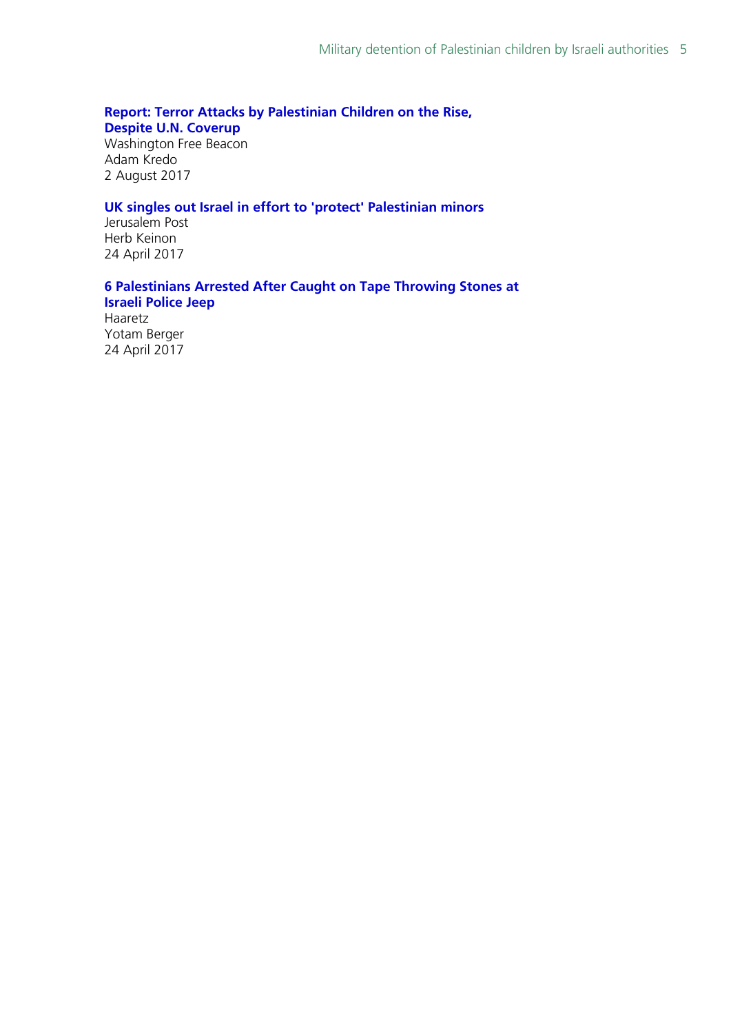**Report: Terror Attacks by Palestinian Children on the Rise, Despite U.N. Coverup**
Washington Free Beacon
Adam Kredo
2 August 2017

**UK singles out Israel in effort to 'protect' Palestinian minors**
Jerusalem Post
Herb Keinon
24 April 2017

**6 Palestinians Arrested After Caught on Tape Throwing Stones at Israeli Police Jeep**
Haaretz
Yotam Berger
24 April 2017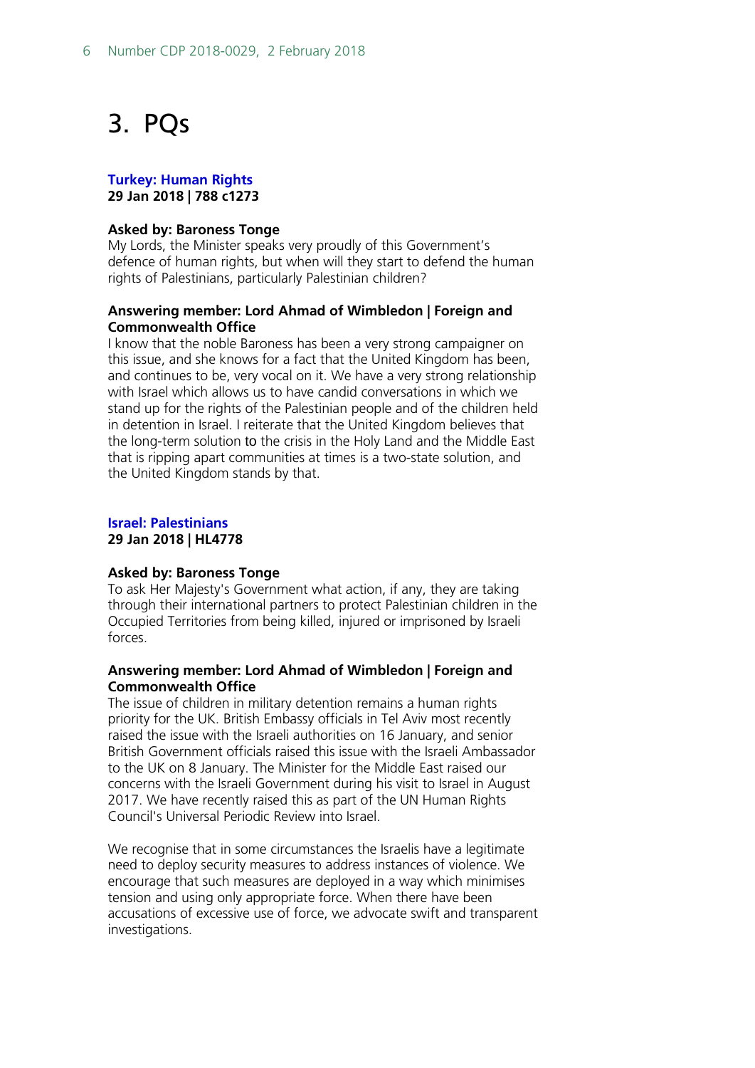# 3. PQs

**Turkey: Human Rights**
**29 Jan 2018 | 788 c1273**

**Asked by: Baroness Tonge**
My Lords, the Minister speaks very proudly of this Government's defence of human rights, but when will they start to defend the human rights of Palestinians, particularly Palestinian children?

**Answering member: Lord Ahmad of Wimbledon | Foreign and Commonwealth Office**
I know that the noble Baroness has been a very strong campaigner on this issue, and she knows for a fact that the United Kingdom has been, and continues to be, very vocal on it. We have a very strong relationship with Israel which allows us to have candid conversations in which we stand up for the rights of the Palestinian people and of the children held in detention in Israel. I reiterate that the United Kingdom believes that the long-term solution to the crisis in the Holy Land and the Middle East that is ripping apart communities at times is a two-state solution, and the United Kingdom stands by that.

**Israel: Palestinians**
**29 Jan 2018 | HL4778**

**Asked by: Baroness Tonge**
To ask Her Majesty's Government what action, if any, they are taking through their international partners to protect Palestinian children in the Occupied Territories from being killed, injured or imprisoned by Israeli forces.

**Answering member: Lord Ahmad of Wimbledon | Foreign and Commonwealth Office**
The issue of children in military detention remains a human rights priority for the UK. British Embassy officials in Tel Aviv most recently raised the issue with the Israeli authorities on 16 January, and senior British Government officials raised this issue with the Israeli Ambassador to the UK on 8 January. The Minister for the Middle East raised our concerns with the Israeli Government during his visit to Israel in August 2017. We have recently raised this as part of the UN Human Rights Council's Universal Periodic Review into Israel.

We recognise that in some circumstances the Israelis have a legitimate need to deploy security measures to address instances of violence. We encourage that such measures are deployed in a way which minimises tension and using only appropriate force. When there have been accusations of excessive use of force, we advocate swift and transparent investigations.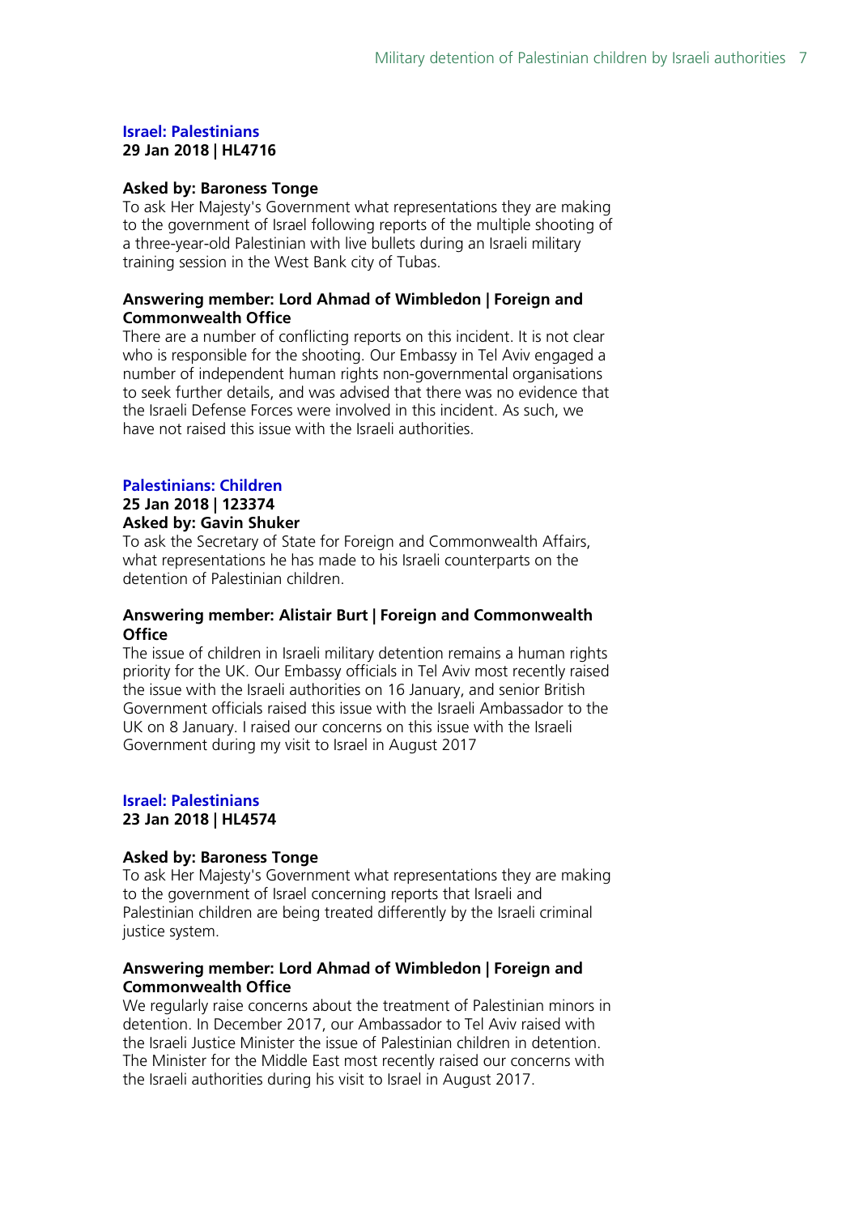### Israel: Palestinians

**29 Jan 2018 | HL4716**

**Asked by: Baroness Tonge**

To ask Her Majesty's Government what representations they are making to the government of Israel following reports of the multiple shooting of a three-year-old Palestinian with live bullets during an Israeli military training session in the West Bank city of Tubas.

**Answering member: Lord Ahmad of Wimbledon | Foreign and Commonwealth Office**

There are a number of conflicting reports on this incident. It is not clear who is responsible for the shooting. Our Embassy in Tel Aviv engaged a number of independent human rights non-governmental organisations to seek further details, and was advised that there was no evidence that the Israeli Defense Forces were involved in this incident. As such, we have not raised this issue with the Israeli authorities.

### Palestinians: Children

**25 Jan 2018 | 123374**

**Asked by: Gavin Shuker**

To ask the Secretary of State for Foreign and Commonwealth Affairs, what representations he has made to his Israeli counterparts on the detention of Palestinian children.

**Answering member: Alistair Burt | Foreign and Commonwealth Office**

The issue of children in Israeli military detention remains a human rights priority for the UK. Our Embassy officials in Tel Aviv most recently raised the issue with the Israeli authorities on 16 January, and senior British Government officials raised this issue with the Israeli Ambassador to the UK on 8 January. I raised our concerns on this issue with the Israeli Government during my visit to Israel in August 2017

### Israel: Palestinians

**23 Jan 2018 | HL4574**

**Asked by: Baroness Tonge**

To ask Her Majesty's Government what representations they are making to the government of Israel concerning reports that Israeli and Palestinian children are being treated differently by the Israeli criminal justice system.

**Answering member: Lord Ahmad of Wimbledon | Foreign and Commonwealth Office**

We regularly raise concerns about the treatment of Palestinian minors in detention. In December 2017, our Ambassador to Tel Aviv raised with the Israeli Justice Minister the issue of Palestinian children in detention. The Minister for the Middle East most recently raised our concerns with the Israeli authorities during his visit to Israel in August 2017.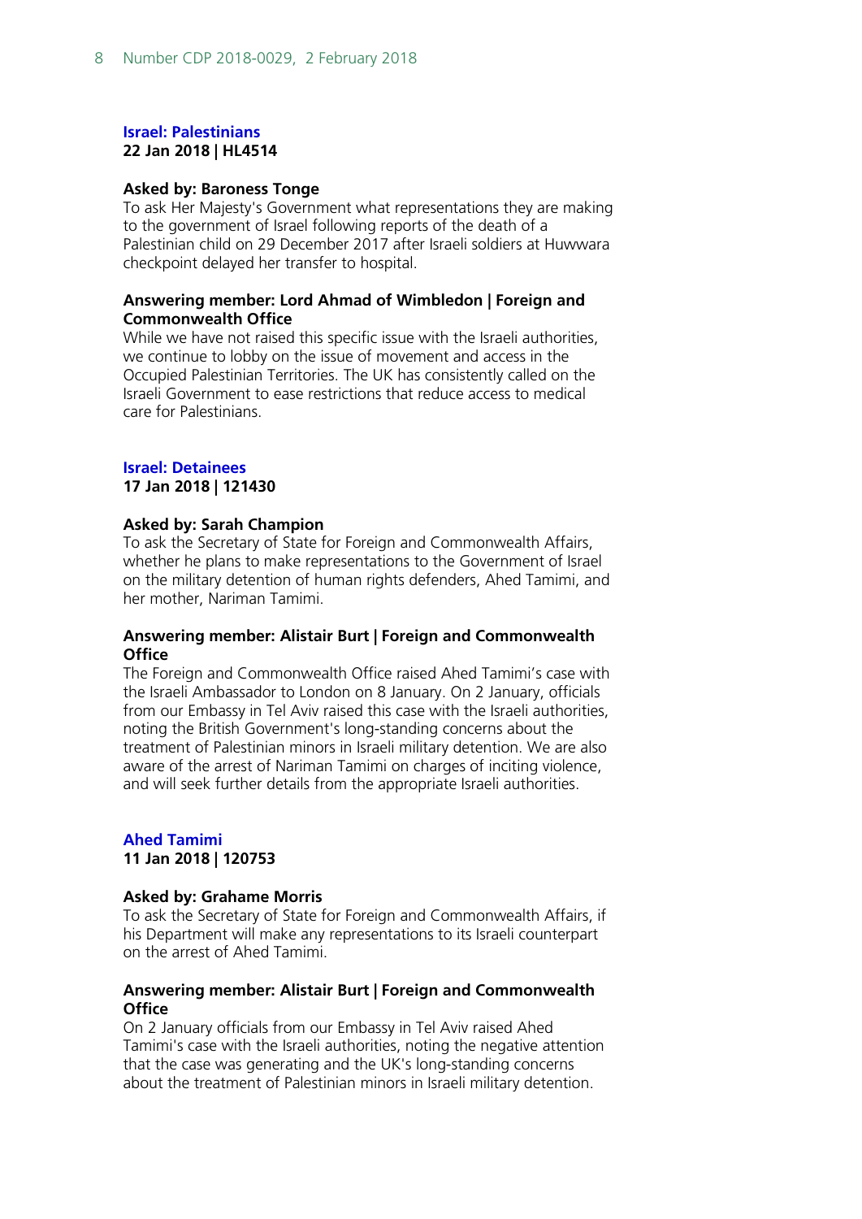### Israel: Palestinians

**22 Jan 2018 | HL4514**

**Asked by: Baroness Tonge**

To ask Her Majesty's Government what representations they are making to the government of Israel following reports of the death of a Palestinian child on 29 December 2017 after Israeli soldiers at Huwwara checkpoint delayed her transfer to hospital.

**Answering member: Lord Ahmad of Wimbledon | Foreign and Commonwealth Office**

While we have not raised this specific issue with the Israeli authorities, we continue to lobby on the issue of movement and access in the Occupied Palestinian Territories. The UK has consistently called on the Israeli Government to ease restrictions that reduce access to medical care for Palestinians.

### Israel: Detainees

**17 Jan 2018 | 121430**

**Asked by: Sarah Champion**

To ask the Secretary of State for Foreign and Commonwealth Affairs, whether he plans to make representations to the Government of Israel on the military detention of human rights defenders, Ahed Tamimi, and her mother, Nariman Tamimi.

**Answering member: Alistair Burt | Foreign and Commonwealth Office**

The Foreign and Commonwealth Office raised Ahed Tamimi's case with the Israeli Ambassador to London on 8 January. On 2 January, officials from our Embassy in Tel Aviv raised this case with the Israeli authorities, noting the British Government's long-standing concerns about the treatment of Palestinian minors in Israeli military detention. We are also aware of the arrest of Nariman Tamimi on charges of inciting violence, and will seek further details from the appropriate Israeli authorities.

### Ahed Tamimi

**11 Jan 2018 | 120753**

**Asked by: Grahame Morris**

To ask the Secretary of State for Foreign and Commonwealth Affairs, if his Department will make any representations to its Israeli counterpart on the arrest of Ahed Tamimi.

**Answering member: Alistair Burt | Foreign and Commonwealth Office**

On 2 January officials from our Embassy in Tel Aviv raised Ahed Tamimi's case with the Israeli authorities, noting the negative attention that the case was generating and the UK's long-standing concerns about the treatment of Palestinian minors in Israeli military detention.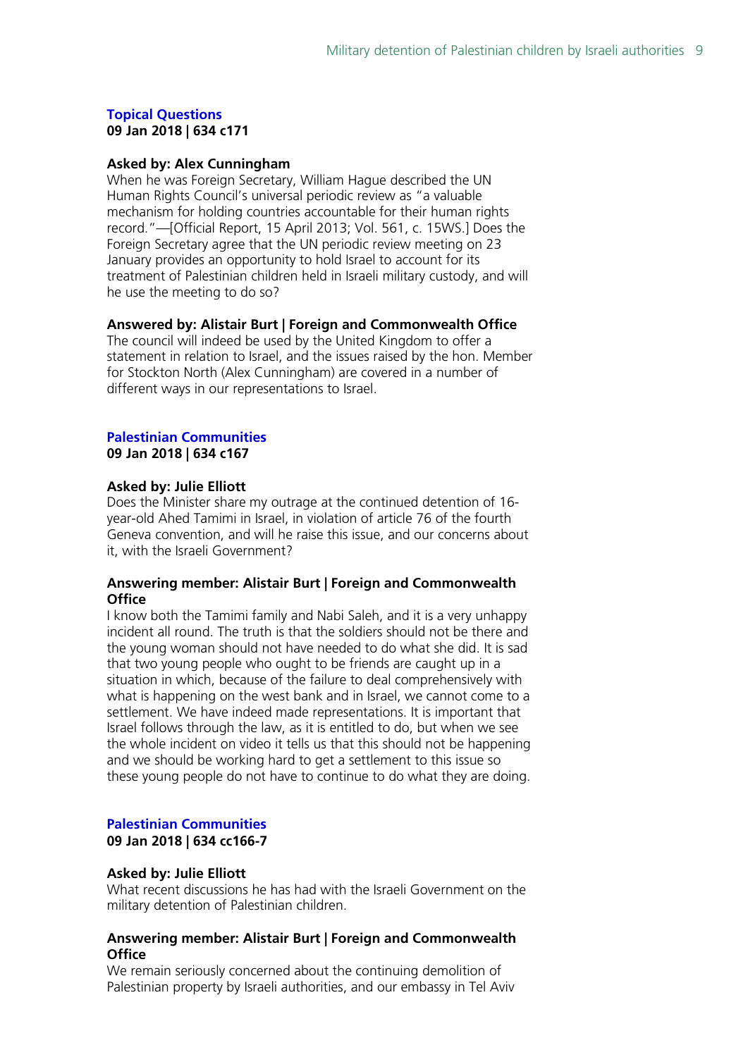### Topical Questions

**09 Jan 2018 | 634 c171**

**Asked by: Alex Cunningham**

When he was Foreign Secretary, William Hague described the UN Human Rights Council's universal periodic review as "a valuable mechanism for holding countries accountable for their human rights record."—[Official Report, 15 April 2013; Vol. 561, c. 15WS.] Does the Foreign Secretary agree that the UN periodic review meeting on 23 January provides an opportunity to hold Israel to account for its treatment of Palestinian children held in Israeli military custody, and will he use the meeting to do so?

**Answered by: Alistair Burt | Foreign and Commonwealth Office**

The council will indeed be used by the United Kingdom to offer a statement in relation to Israel, and the issues raised by the hon. Member for Stockton North (Alex Cunningham) are covered in a number of different ways in our representations to Israel.

### Palestinian Communities

**09 Jan 2018 | 634 c167**

**Asked by: Julie Elliott**

Does the Minister share my outrage at the continued detention of 16-year-old Ahed Tamimi in Israel, in violation of article 76 of the fourth Geneva convention, and will he raise this issue, and our concerns about it, with the Israeli Government?

**Answering member: Alistair Burt | Foreign and Commonwealth Office**

I know both the Tamimi family and Nabi Saleh, and it is a very unhappy incident all round. The truth is that the soldiers should not be there and the young woman should not have needed to do what she did. It is sad that two young people who ought to be friends are caught up in a situation in which, because of the failure to deal comprehensively with what is happening on the west bank and in Israel, we cannot come to a settlement. We have indeed made representations. It is important that Israel follows through the law, as it is entitled to do, but when we see the whole incident on video it tells us that this should not be happening and we should be working hard to get a settlement to this issue so these young people do not have to continue to do what they are doing.

### Palestinian Communities

**09 Jan 2018 | 634 cc166-7**

**Asked by: Julie Elliott**

What recent discussions he has had with the Israeli Government on the military detention of Palestinian children.

**Answering member: Alistair Burt | Foreign and Commonwealth Office**

We remain seriously concerned about the continuing demolition of Palestinian property by Israeli authorities, and our embassy in Tel Aviv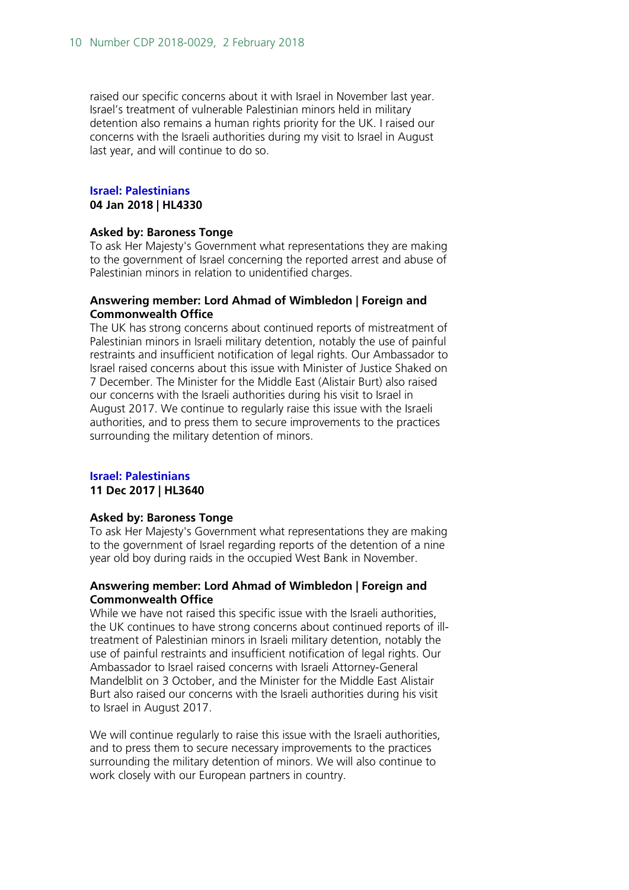raised our specific concerns about it with Israel in November last year. Israel's treatment of vulnerable Palestinian minors held in military detention also remains a human rights priority for the UK. I raised our concerns with the Israeli authorities during my visit to Israel in August last year, and will continue to do so.

### Israel: Palestinians

**04 Jan 2018 | HL4330**

**Asked by: Baroness Tonge**

To ask Her Majesty's Government what representations they are making to the government of Israel concerning the reported arrest and abuse of Palestinian minors in relation to unidentified charges.

**Answering member: Lord Ahmad of Wimbledon | Foreign and Commonwealth Office**

The UK has strong concerns about continued reports of mistreatment of Palestinian minors in Israeli military detention, notably the use of painful restraints and insufficient notification of legal rights. Our Ambassador to Israel raised concerns about this issue with Minister of Justice Shaked on 7 December. The Minister for the Middle East (Alistair Burt) also raised our concerns with the Israeli authorities during his visit to Israel in August 2017. We continue to regularly raise this issue with the Israeli authorities, and to press them to secure improvements to the practices surrounding the military detention of minors.

### Israel: Palestinians

**11 Dec 2017 | HL3640**

**Asked by: Baroness Tonge**

To ask Her Majesty's Government what representations they are making to the government of Israel regarding reports of the detention of a nine year old boy during raids in the occupied West Bank in November.

**Answering member: Lord Ahmad of Wimbledon | Foreign and Commonwealth Office**

While we have not raised this specific issue with the Israeli authorities, the UK continues to have strong concerns about continued reports of ill-treatment of Palestinian minors in Israeli military detention, notably the use of painful restraints and insufficient notification of legal rights. Our Ambassador to Israel raised concerns with Israeli Attorney-General Mandelblit on 3 October, and the Minister for the Middle East Alistair Burt also raised our concerns with the Israeli authorities during his visit to Israel in August 2017.

We will continue regularly to raise this issue with the Israeli authorities, and to press them to secure necessary improvements to the practices surrounding the military detention of minors. We will also continue to work closely with our European partners in country.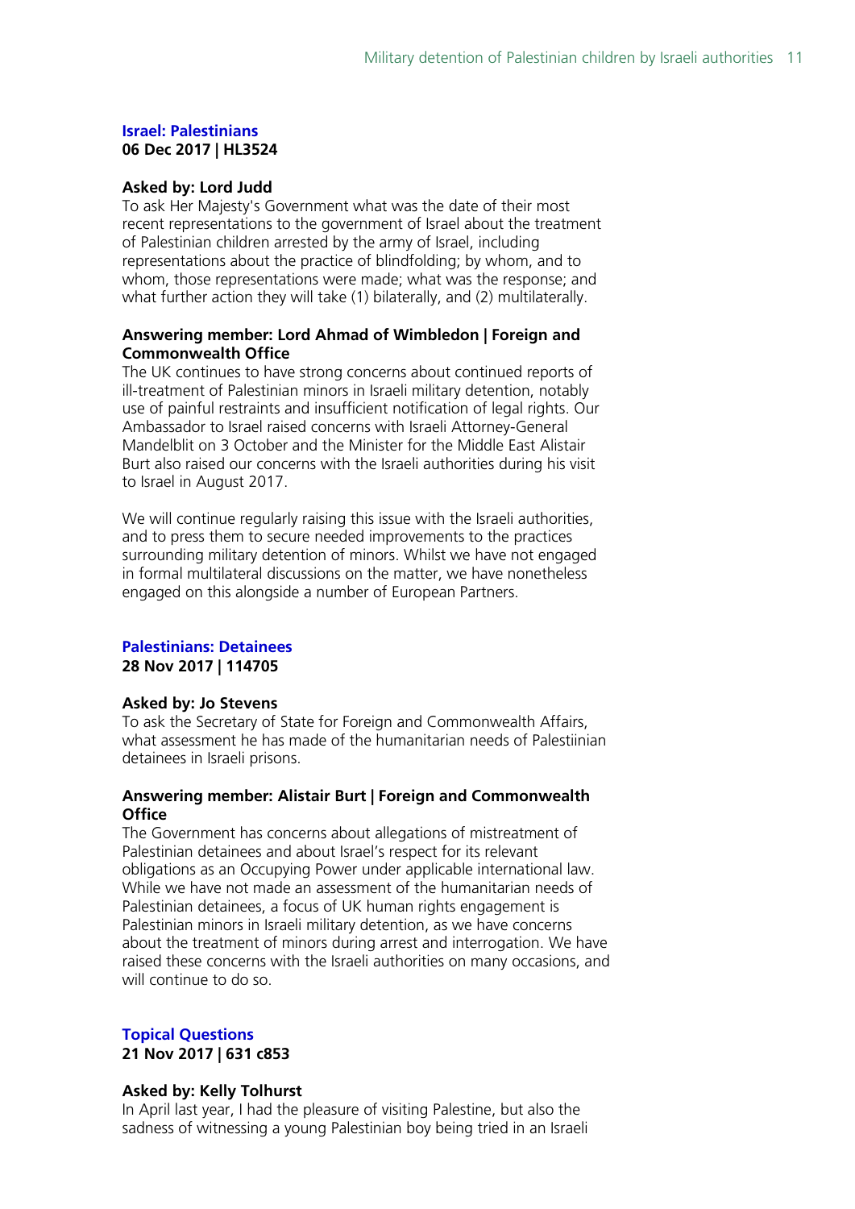### Israel: Palestinians

**06 Dec 2017 | HL3524**

**Asked by: Lord Judd**

To ask Her Majesty's Government what was the date of their most recent representations to the government of Israel about the treatment of Palestinian children arrested by the army of Israel, including representations about the practice of blindfolding; by whom, and to whom, those representations were made; what was the response; and what further action they will take (1) bilaterally, and (2) multilaterally.

**Answering member: Lord Ahmad of Wimbledon | Foreign and Commonwealth Office**

The UK continues to have strong concerns about continued reports of ill-treatment of Palestinian minors in Israeli military detention, notably use of painful restraints and insufficient notification of legal rights. Our Ambassador to Israel raised concerns with Israeli Attorney-General Mandelblit on 3 October and the Minister for the Middle East Alistair Burt also raised our concerns with the Israeli authorities during his visit to Israel in August 2017.

We will continue regularly raising this issue with the Israeli authorities, and to press them to secure needed improvements to the practices surrounding military detention of minors. Whilst we have not engaged in formal multilateral discussions on the matter, we have nonetheless engaged on this alongside a number of European Partners.

### Palestinians: Detainees

**28 Nov 2017 | 114705**

**Asked by: Jo Stevens**

To ask the Secretary of State for Foreign and Commonwealth Affairs, what assessment he has made of the humanitarian needs of Palestiinian detainees in Israeli prisons.

**Answering member: Alistair Burt | Foreign and Commonwealth Office**

The Government has concerns about allegations of mistreatment of Palestinian detainees and about Israel's respect for its relevant obligations as an Occupying Power under applicable international law. While we have not made an assessment of the humanitarian needs of Palestinian detainees, a focus of UK human rights engagement is Palestinian minors in Israeli military detention, as we have concerns about the treatment of minors during arrest and interrogation. We have raised these concerns with the Israeli authorities on many occasions, and will continue to do so.

### Topical Questions

**21 Nov 2017 | 631 c853**

**Asked by: Kelly Tolhurst**

In April last year, I had the pleasure of visiting Palestine, but also the sadness of witnessing a young Palestinian boy being tried in an Israeli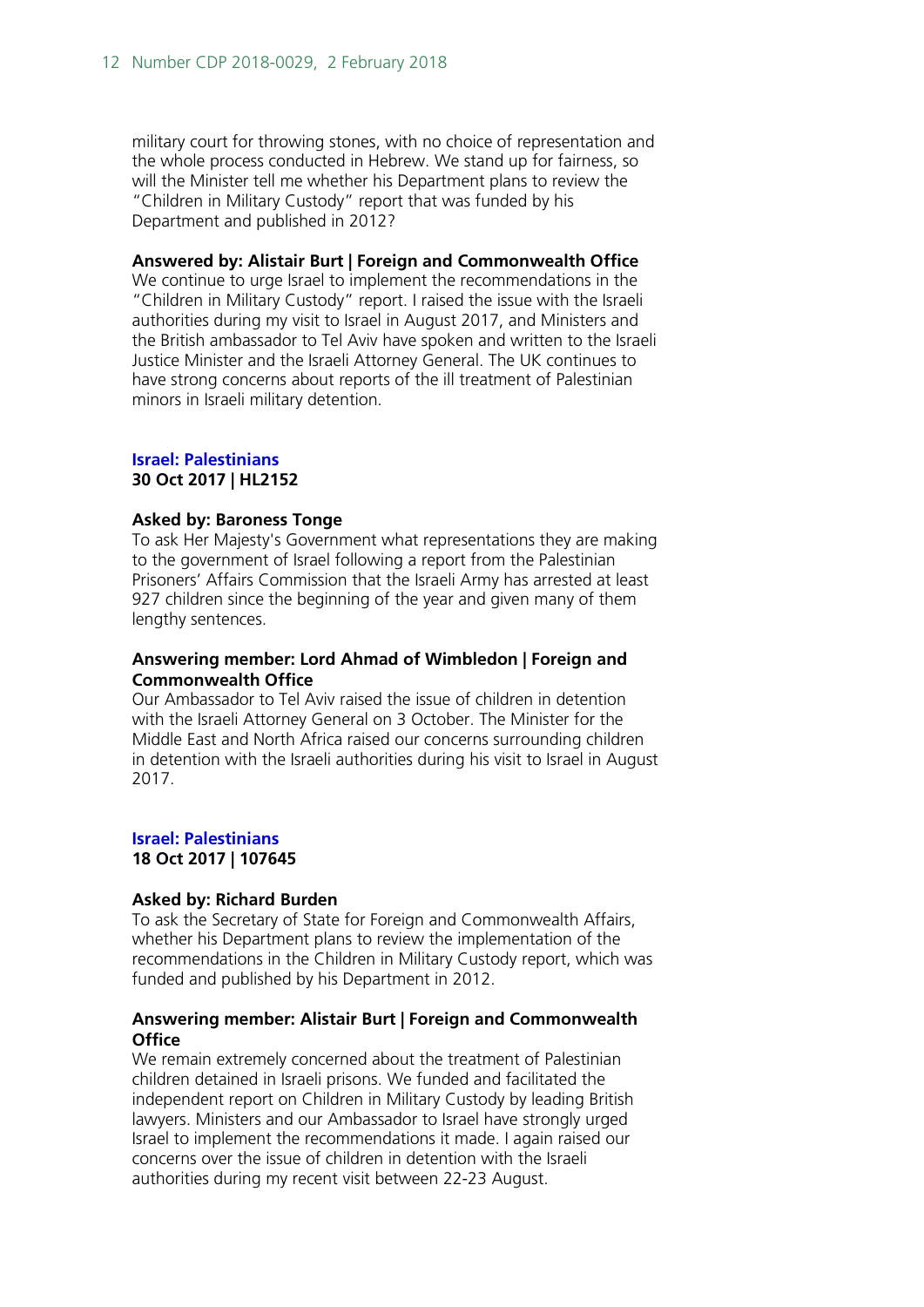military court for throwing stones, with no choice of representation and the whole process conducted in Hebrew. We stand up for fairness, so will the Minister tell me whether his Department plans to review the "Children in Military Custody" report that was funded by his Department and published in 2012?

**Answered by: Alistair Burt | Foreign and Commonwealth Office**
We continue to urge Israel to implement the recommendations in the "Children in Military Custody" report. I raised the issue with the Israeli authorities during my visit to Israel in August 2017, and Ministers and the British ambassador to Tel Aviv have spoken and written to the Israeli Justice Minister and the Israeli Attorney General. The UK continues to have strong concerns about reports of the ill treatment of Palestinian minors in Israeli military detention.

### Israel: Palestinians
**30 Oct 2017 | HL2152**

**Asked by: Baroness Tonge**
To ask Her Majesty's Government what representations they are making to the government of Israel following a report from the Palestinian Prisoners' Affairs Commission that the Israeli Army has arrested at least 927 children since the beginning of the year and given many of them lengthy sentences.

**Answering member: Lord Ahmad of Wimbledon | Foreign and Commonwealth Office**
Our Ambassador to Tel Aviv raised the issue of children in detention with the Israeli Attorney General on 3 October. The Minister for the Middle East and North Africa raised our concerns surrounding children in detention with the Israeli authorities during his visit to Israel in August 2017.

### Israel: Palestinians
**18 Oct 2017 | 107645**

**Asked by: Richard Burden**
To ask the Secretary of State for Foreign and Commonwealth Affairs, whether his Department plans to review the implementation of the recommendations in the Children in Military Custody report, which was funded and published by his Department in 2012.

**Answering member: Alistair Burt | Foreign and Commonwealth Office**
We remain extremely concerned about the treatment of Palestinian children detained in Israeli prisons. We funded and facilitated the independent report on Children in Military Custody by leading British lawyers. Ministers and our Ambassador to Israel have strongly urged Israel to implement the recommendations it made. I again raised our concerns over the issue of children in detention with the Israeli authorities during my recent visit between 22-23 August.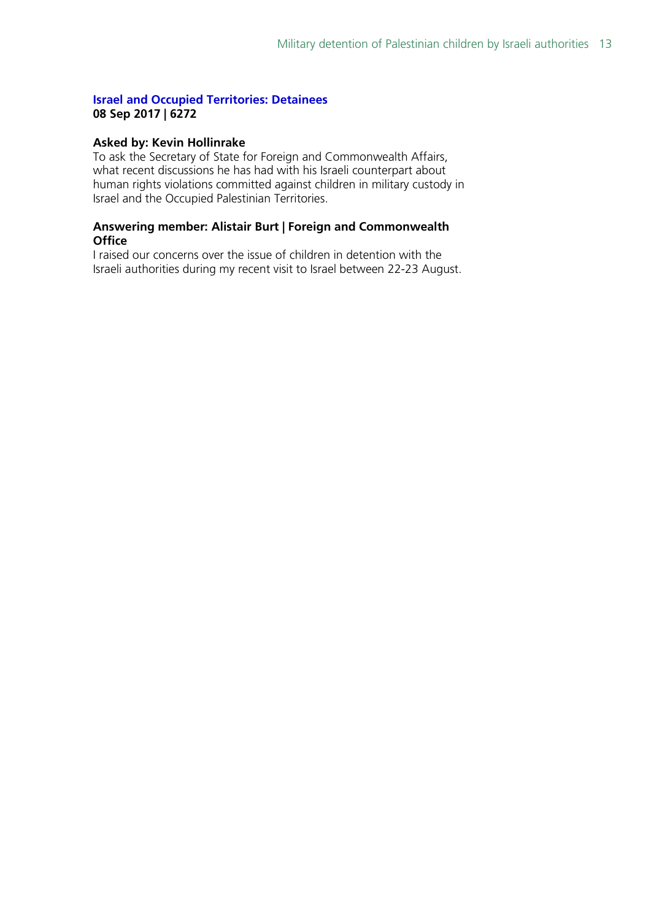**Israel and Occupied Territories: Detainees**
**08 Sep 2017 | 6272**

**Asked by: Kevin Hollinrake**
To ask the Secretary of State for Foreign and Commonwealth Affairs, what recent discussions he has had with his Israeli counterpart about human rights violations committed against children in military custody in Israel and the Occupied Palestinian Territories.

**Answering member: Alistair Burt | Foreign and Commonwealth Office**
I raised our concerns over the issue of children in detention with the Israeli authorities during my recent visit to Israel between 22-23 August.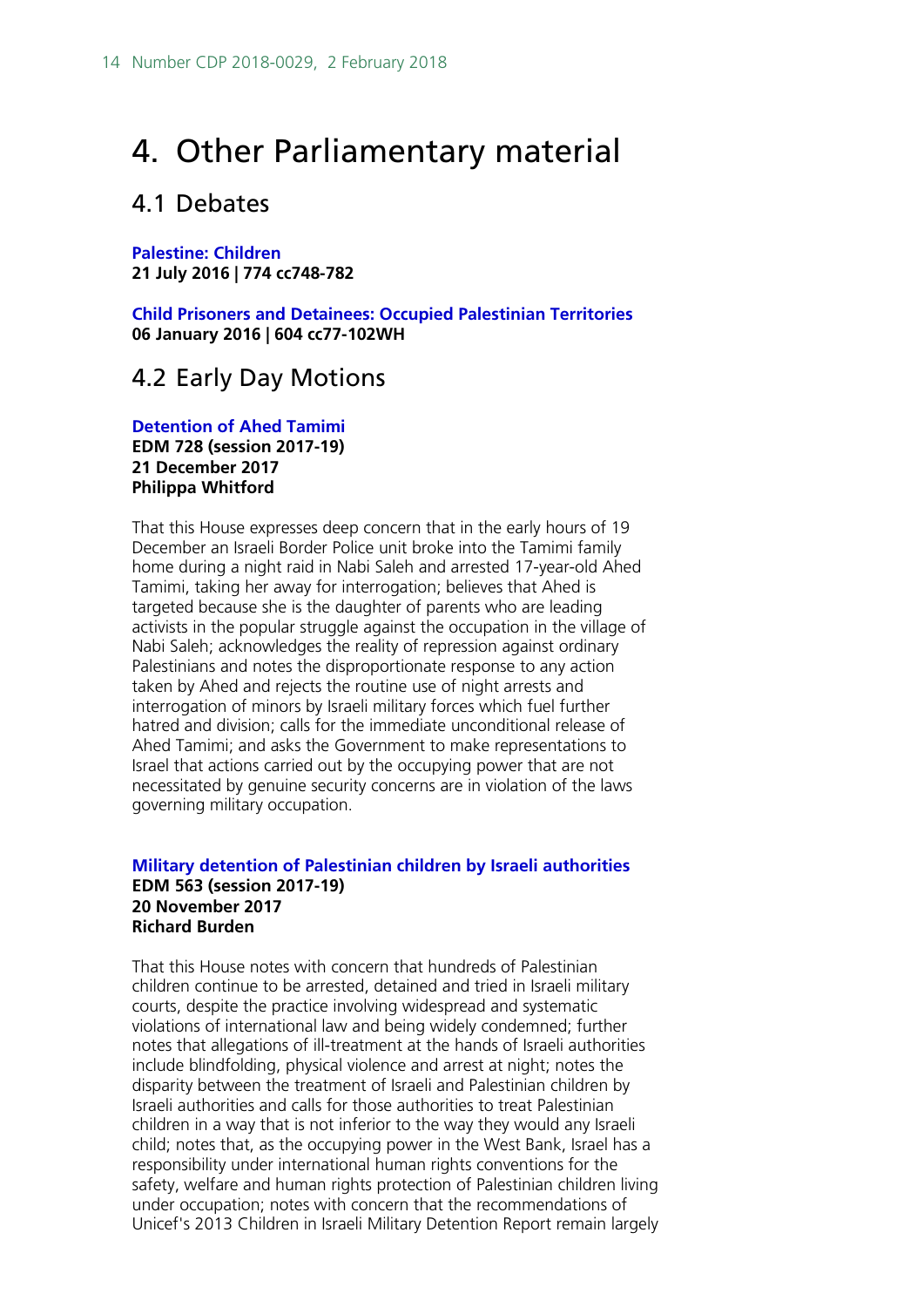# 4. Other Parliamentary material

## 4.1 Debates

**Palestine: Children**
**21 July 2016 | 774 cc748-782**

**Child Prisoners and Detainees: Occupied Palestinian Territories**
**06 January 2016 | 604 cc77-102WH**

## 4.2 Early Day Motions

**Detention of Ahed Tamimi**
**EDM 728 (session 2017-19)**
**21 December 2017**
**Philippa Whitford**

That this House expresses deep concern that in the early hours of 19 December an Israeli Border Police unit broke into the Tamimi family home during a night raid in Nabi Saleh and arrested 17-year-old Ahed Tamimi, taking her away for interrogation; believes that Ahed is targeted because she is the daughter of parents who are leading activists in the popular struggle against the occupation in the village of Nabi Saleh; acknowledges the reality of repression against ordinary Palestinians and notes the disproportionate response to any action taken by Ahed and rejects the routine use of night arrests and interrogation of minors by Israeli military forces which fuel further hatred and division; calls for the immediate unconditional release of Ahed Tamimi; and asks the Government to make representations to Israel that actions carried out by the occupying power that are not necessitated by genuine security concerns are in violation of the laws governing military occupation.

**Military detention of Palestinian children by Israeli authorities**
**EDM 563 (session 2017-19)**
**20 November 2017**
**Richard Burden**

That this House notes with concern that hundreds of Palestinian children continue to be arrested, detained and tried in Israeli military courts, despite the practice involving widespread and systematic violations of international law and being widely condemned; further notes that allegations of ill-treatment at the hands of Israeli authorities include blindfolding, physical violence and arrest at night; notes the disparity between the treatment of Israeli and Palestinian children by Israeli authorities and calls for those authorities to treat Palestinian children in a way that is not inferior to the way they would any Israeli child; notes that, as the occupying power in the West Bank, Israel has a responsibility under international human rights conventions for the safety, welfare and human rights protection of Palestinian children living under occupation; notes with concern that the recommendations of Unicef's 2013 Children in Israeli Military Detention Report remain largely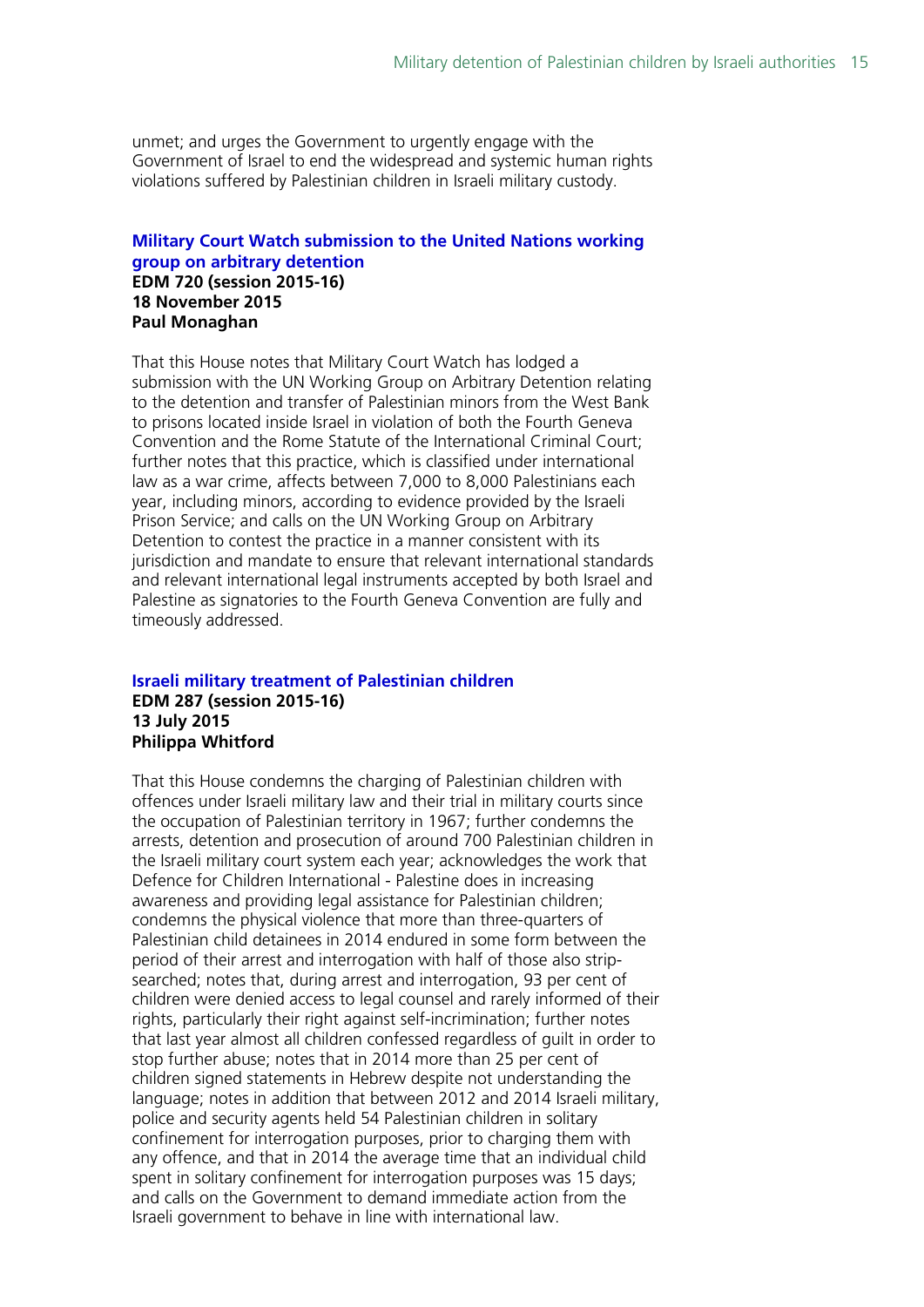unmet; and urges the Government to urgently engage with the Government of Israel to end the widespread and systemic human rights violations suffered by Palestinian children in Israeli military custody.

### Military Court Watch submission to the United Nations working group on arbitrary detention

**EDM 720 (session 2015-16)**
**18 November 2015**
**Paul Monaghan**

That this House notes that Military Court Watch has lodged a submission with the UN Working Group on Arbitrary Detention relating to the detention and transfer of Palestinian minors from the West Bank to prisons located inside Israel in violation of both the Fourth Geneva Convention and the Rome Statute of the International Criminal Court; further notes that this practice, which is classified under international law as a war crime, affects between 7,000 to 8,000 Palestinians each year, including minors, according to evidence provided by the Israeli Prison Service; and calls on the UN Working Group on Arbitrary Detention to contest the practice in a manner consistent with its jurisdiction and mandate to ensure that relevant international standards and relevant international legal instruments accepted by both Israel and Palestine as signatories to the Fourth Geneva Convention are fully and timeously addressed.

### Israeli military treatment of Palestinian children

**EDM 287 (session 2015-16)**
**13 July 2015**
**Philippa Whitford**

That this House condemns the charging of Palestinian children with offences under Israeli military law and their trial in military courts since the occupation of Palestinian territory in 1967; further condemns the arrests, detention and prosecution of around 700 Palestinian children in the Israeli military court system each year; acknowledges the work that Defence for Children International - Palestine does in increasing awareness and providing legal assistance for Palestinian children; condemns the physical violence that more than three-quarters of Palestinian child detainees in 2014 endured in some form between the period of their arrest and interrogation with half of those also strip-searched; notes that, during arrest and interrogation, 93 per cent of children were denied access to legal counsel and rarely informed of their rights, particularly their right against self-incrimination; further notes that last year almost all children confessed regardless of guilt in order to stop further abuse; notes that in 2014 more than 25 per cent of children signed statements in Hebrew despite not understanding the language; notes in addition that between 2012 and 2014 Israeli military, police and security agents held 54 Palestinian children in solitary confinement for interrogation purposes, prior to charging them with any offence, and that in 2014 the average time that an individual child spent in solitary confinement for interrogation purposes was 15 days; and calls on the Government to demand immediate action from the Israeli government to behave in line with international law.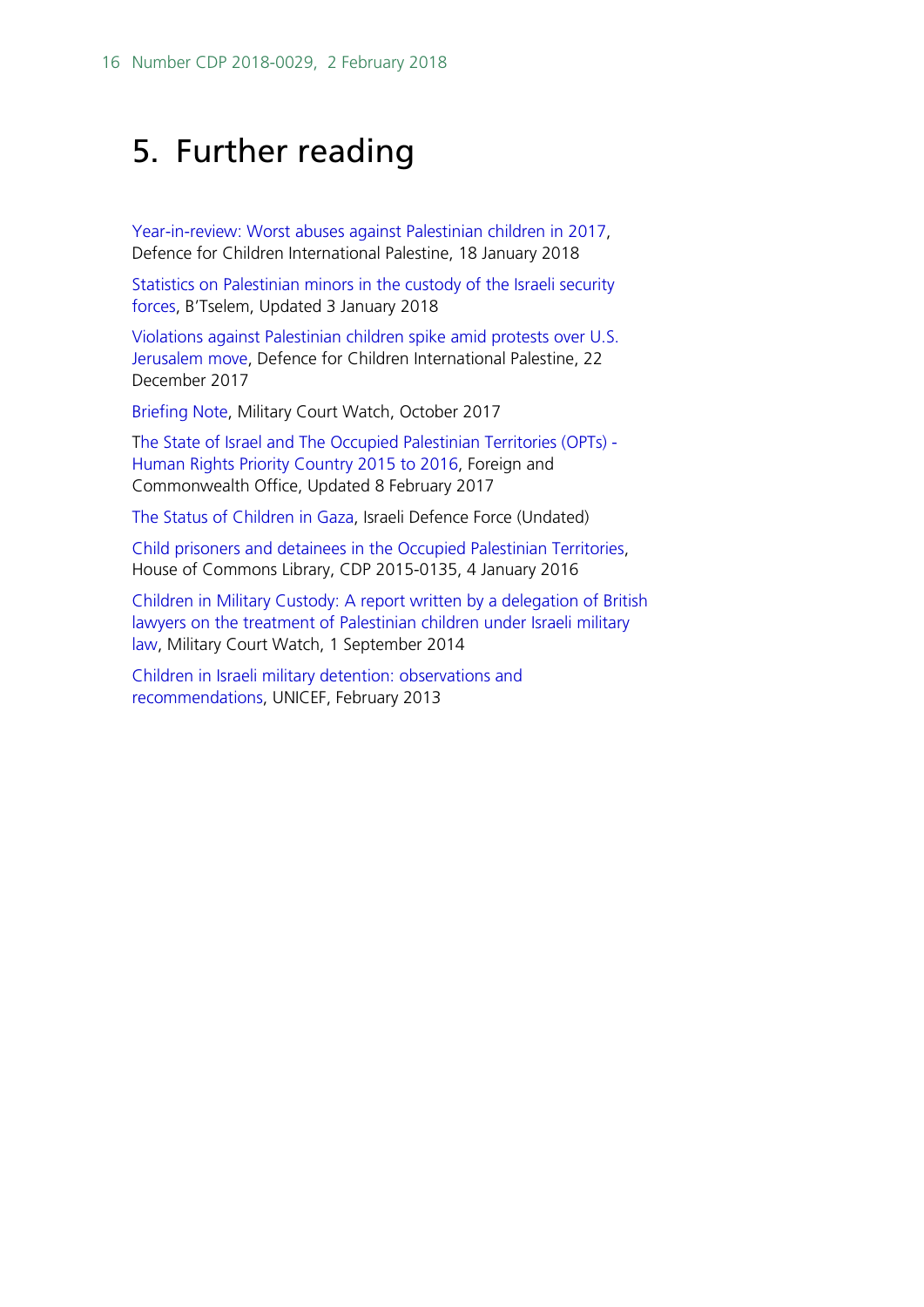# 5. Further reading

Year-in-review: Worst abuses against Palestinian children in 2017, Defence for Children International Palestine, 18 January 2018

Statistics on Palestinian minors in the custody of the Israeli security forces, B'Tselem, Updated 3 January 2018

Violations against Palestinian children spike amid protests over U.S. Jerusalem move, Defence for Children International Palestine, 22 December 2017

Briefing Note, Military Court Watch, October 2017

The State of Israel and The Occupied Palestinian Territories (OPTs) - Human Rights Priority Country 2015 to 2016, Foreign and Commonwealth Office, Updated 8 February 2017

The Status of Children in Gaza, Israeli Defence Force (Undated)

Child prisoners and detainees in the Occupied Palestinian Territories, House of Commons Library, CDP 2015-0135, 4 January 2016

Children in Military Custody: A report written by a delegation of British lawyers on the treatment of Palestinian children under Israeli military law, Military Court Watch, 1 September 2014

Children in Israeli military detention: observations and recommendations, UNICEF, February 2013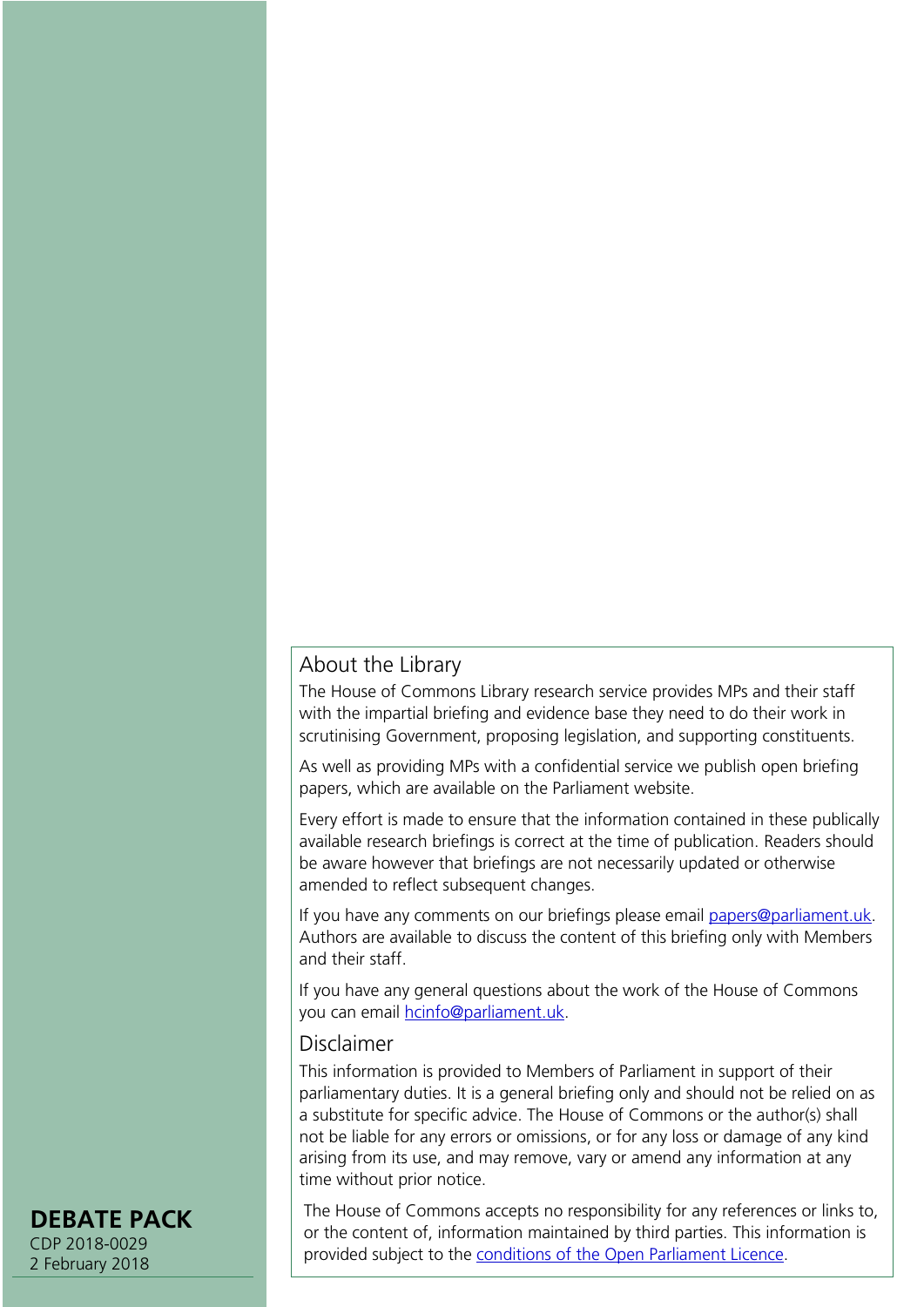## About the Library

The House of Commons Library research service provides MPs and their staff with the impartial briefing and evidence base they need to do their work in scrutinising Government, proposing legislation, and supporting constituents.

As well as providing MPs with a confidential service we publish open briefing papers, which are available on the Parliament website.

Every effort is made to ensure that the information contained in these publically available research briefings is correct at the time of publication. Readers should be aware however that briefings are not necessarily updated or otherwise amended to reflect subsequent changes.

If you have any comments on our briefings please email papers@parliament.uk. Authors are available to discuss the content of this briefing only with Members and their staff.

If you have any general questions about the work of the House of Commons you can email hcinfo@parliament.uk.

## Disclaimer

This information is provided to Members of Parliament in support of their parliamentary duties. It is a general briefing only and should not be relied on as a substitute for specific advice. The House of Commons or the author(s) shall not be liable for any errors or omissions, or for any loss or damage of any kind arising from its use, and may remove, vary or amend any information at any time without prior notice.

The House of Commons accepts no responsibility for any references or links to, or the content of, information maintained by third parties. This information is provided subject to the conditions of the Open Parliament Licence.

**DEBATE PACK**
CDP 2018-0029
2 February 2018